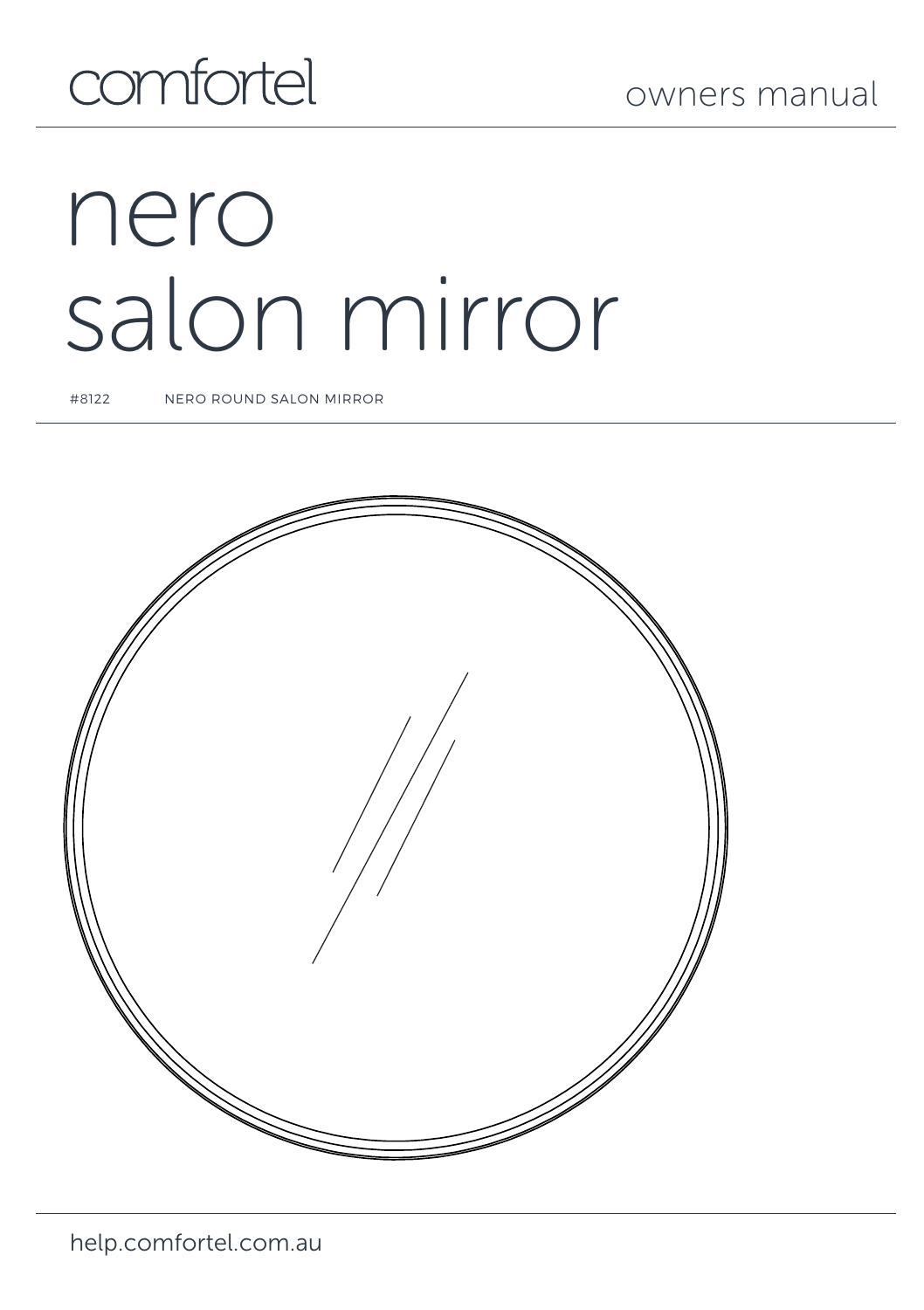comfortel

owners manual

# nero salon mirror

#8122 NERO ROUND SALON MIRROR

help.comfortel.com.au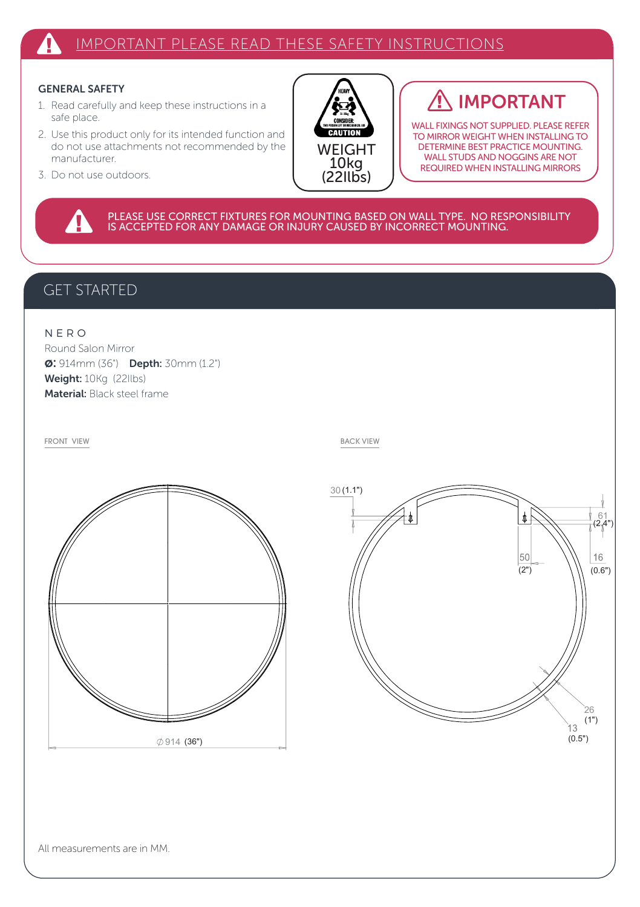# IMPORTANT PLEASE READ THESE SAFETY INSTRUCTIONS

### GENERAL SAFETY

1. Read carefully and keep these instructions in a safe place.
2. Use this product only for its intended function and do not use attachments not recommended by the manufacturer.
3. Do not use outdoors.

HEAVY
CONSIDER: TWO PERSON LIFT OR MECHANICAL AID
CAUTION

WEIGHT
10kg
(22llbs)

## IMPORTANT

WALL FIXINGS NOT SUPPLIED. PLEASE REFER TO MIRROR WEIGHT WHEN INSTALLING TO DETERMINE BEST PRACTICE MOUNTING. WALL STUDS AND NOGGINS ARE NOT REQUIRED WHEN INSTALLING MIRRORS

PLEASE USE CORRECT FIXTURES FOR MOUNTING BASED ON WALL TYPE. NO RESPONSIBILITY IS ACCEPTED FOR ANY DAMAGE OR INJURY CAUSED BY INCORRECT MOUNTING.

## GET STARTED

NERO
Round Salon Mirror
**Ø:** 914mm (36") **Depth:** 30mm (1.2")
**Weight:** 10Kg (22llbs)
**Material:** Black steel frame

FRONT VIEW

∅914 (36")

BACK VIEW

30 (1.1")
61 (2.4")
50 (2")
16 (0.6")
26 (1")
13 (0.5")

All measurements are in MM.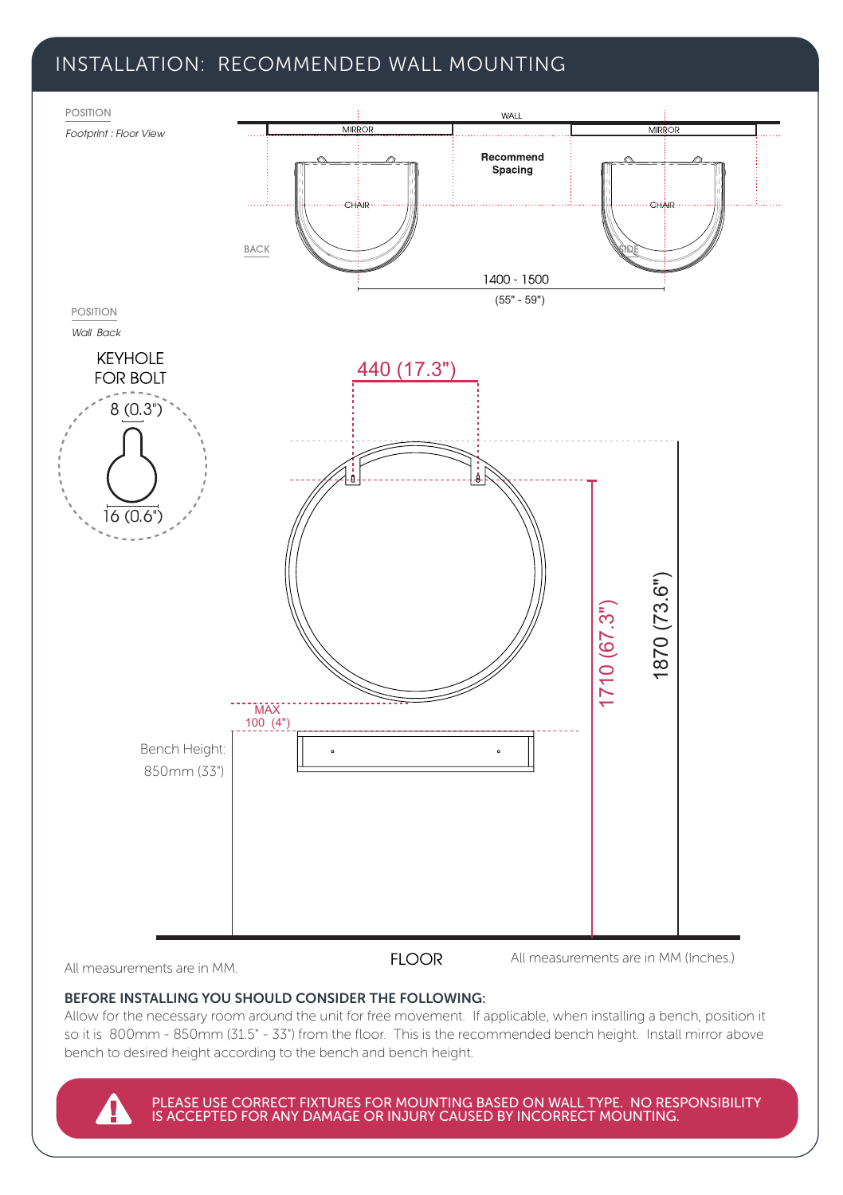# INSTALLATION: RECOMMENDED WALL MOUNTING

POSITION

*Footprint : Floor View*

WALL

MIRROR

MIRROR

**Recommend Spacing**

CHAIR

CHAIR

BACK

SIDE

1400 - 1500

(55" - 59")

POSITION

*Wall Back*

KEYHOLE FOR BOLT

8 (0.3")

16 (0.6")

440 (17.3")

1710 (67.3")

1870 (73.6")

MAX 100 (4")

Bench Height: 850mm (33")

All measurements are in MM.

FLOOR

All measurements are in MM (Inches.)

**BEFORE INSTALLING YOU SHOULD CONSIDER THE FOLLOWING:**

Allow for the necessary room around the unit for free movement. If applicable, when installing a bench, position it so it is 800mm - 850mm (31.5" - 33") from the floor. This is the recommended bench height. Install mirror above bench to desired height according to the bench and bench height.

PLEASE USE CORRECT FIXTURES FOR MOUNTING BASED ON WALL TYPE. NO RESPONSIBILITY IS ACCEPTED FOR ANY DAMAGE OR INJURY CAUSED BY INCORRECT MOUNTING.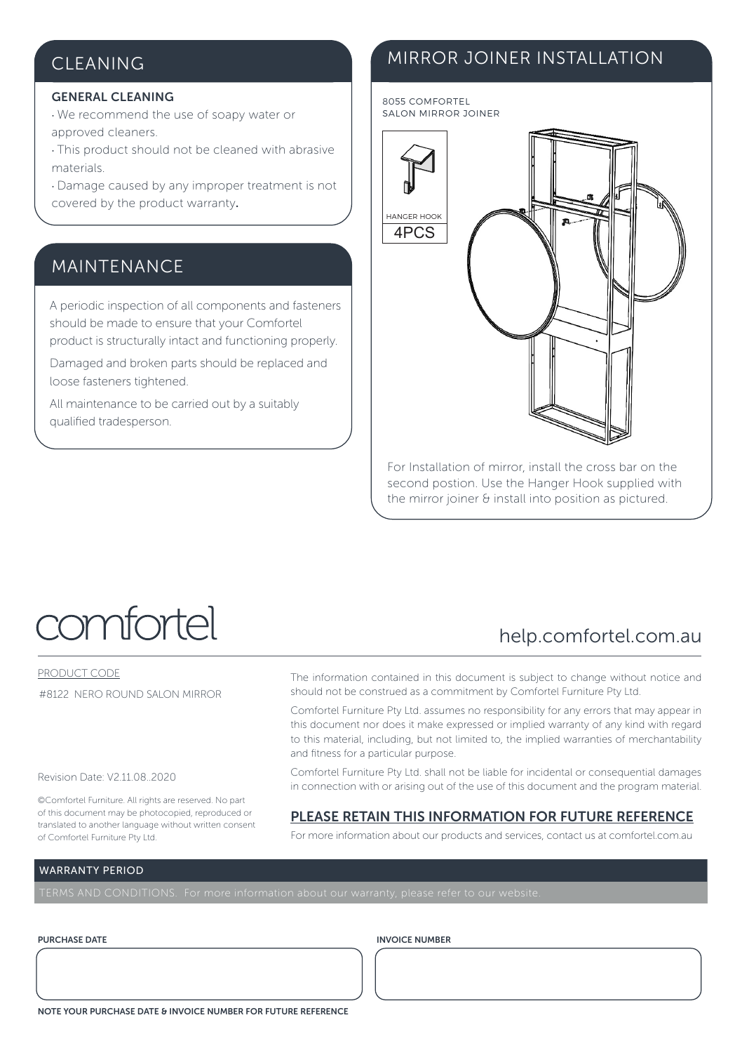## CLEANING

### GENERAL CLEANING

- We recommend the use of soapy water or approved cleaners.
- This product should not be cleaned with abrasive materials.
- Damage caused by any improper treatment is not covered by the product warranty.

## MAINTENANCE

A periodic inspection of all components and fasteners should be made to ensure that your Comfortel product is structurally intact and functioning properly.

Damaged and broken parts should be replaced and loose fasteners tightened.

All maintenance to be carried out by a suitably qualified tradesperson.

## MIRROR JOINER INSTALLATION

8055 COMFORTEL
SALON MIRROR JOINER

HANGER HOOK
4PCS

For Installation of mirror, install the cross bar on the second postion. Use the Hanger Hook supplied with the mirror joiner & install into position as pictured.

comfortel

help.comfortel.com.au

PRODUCT CODE

#8122 NERO ROUND SALON MIRROR

Revision Date: V2.11.08..2020

©Comfortel Furniture. All rights are reserved. No part of this document may be photocopied, reproduced or translated to another language without written consent of Comfortel Furniture Pty Ltd.

The information contained in this document is subject to change without notice and should not be construed as a commitment by Comfortel Furniture Pty Ltd.

Comfortel Furniture Pty Ltd. assumes no responsibility for any errors that may appear in this document nor does it make expressed or implied warranty of any kind with regard to this material, including, but not limited to, the implied warranties of merchantability and fitness for a particular purpose.

Comfortel Furniture Pty Ltd. shall not be liable for incidental or consequential damages in connection with or arising out of the use of this document and the program material.

**PLEASE RETAIN THIS INFORMATION FOR FUTURE REFERENCE**

For more information about our products and services, contact us at comfortel.com.au

### WARRANTY PERIOD

TERMS AND CONDITIONS. For more information about our warranty, please refer to our website.

**PURCHASE DATE**

**INVOICE NUMBER**

**NOTE YOUR PURCHASE DATE & INVOICE NUMBER FOR FUTURE REFERENCE**